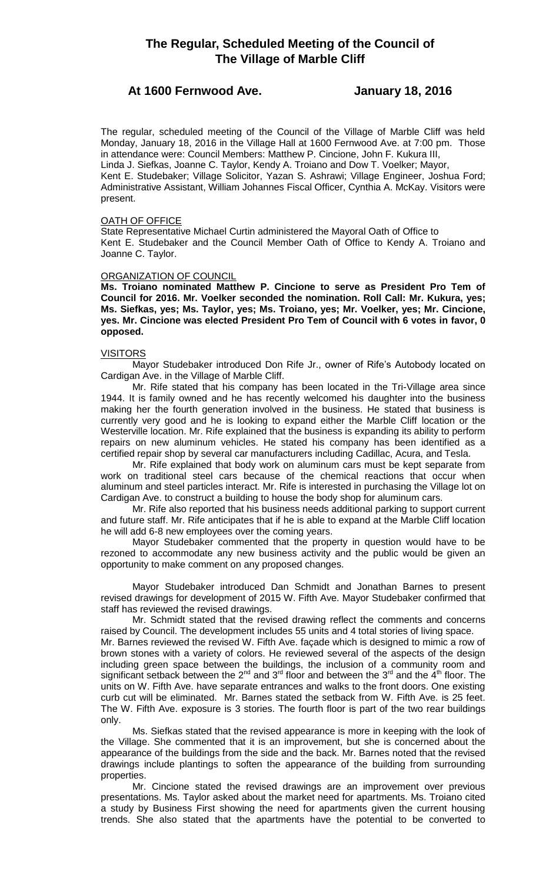# The Regular, Scheduled Meeting of the Council of The Village of Marble Cliff

## At 1600 Fernwood Ave. January 18, 2016

The regular, scheduled meeting of the Council of the Village of Marble Cliff was held Monday, January 18, 2016 in the Village Hall at 1600 Fernwood Ave. at 7:00 pm. Those in attendance were: Council Members: Matthew P. Cincione, John F. Kukura III, Linda J. Siefkas, Joanne C. Taylor, Kendy A. Troiano and Dow T. Voelker; Mayor, Kent E. Studebaker; Village Solicitor, Yazan S. Ashrawi; Village Engineer, Joshua Ford; Administrative Assistant, William Johannes Fiscal Officer, Cynthia A. McKay. Visitors were present.

### OATH OF OFFICE

State Representative Michael Curtin administered the Mayoral Oath of Office to Kent E. Studebaker and the Council Member Oath of Office to Kendy A. Troiano and Joanne C. Taylor.

### ORGANIZATION OF COUNCIL

**Ms. Troiano nominated Matthew P. Cincione to serve as President Pro Tem of Council for 2016. Mr. Voelker seconded the nomination. Roll Call: Mr. Kukura, yes; Ms. Siefkas, yes; Ms. Taylor, yes; Ms. Troiano, yes; Mr. Voelker, yes; Mr. Cincione, yes. Mr. Cincione was elected President Pro Tem of Council with 6 votes in favor, 0 opposed.**

### VISITORS

Mayor Studebaker introduced Don Rife Jr., owner of Rife's Autobody located on Cardigan Ave. in the Village of Marble Cliff.

Mr. Rife stated that his company has been located in the Tri-Village area since 1944. It is family owned and he has recently welcomed his daughter into the business making her the fourth generation involved in the business. He stated that business is currently very good and he is looking to expand either the Marble Cliff location or the Westerville location. Mr. Rife explained that the business is expanding its ability to perform repairs on new aluminum vehicles. He stated his company has been identified as a certified repair shop by several car manufacturers including Cadillac, Acura, and Tesla.

Mr. Rife explained that body work on aluminum cars must be kept separate from work on traditional steel cars because of the chemical reactions that occur when aluminum and steel particles interact. Mr. Rife is interested in purchasing the Village lot on Cardigan Ave. to construct a building to house the body shop for aluminum cars.

Mr. Rife also reported that his business needs additional parking to support current and future staff. Mr. Rife anticipates that if he is able to expand at the Marble Cliff location he will add 6-8 new employees over the coming years.

Mayor Studebaker commented that the property in question would have to be rezoned to accommodate any new business activity and the public would be given an opportunity to make comment on any proposed changes.

Mayor Studebaker introduced Dan Schmidt and Jonathan Barnes to present revised drawings for development of 2015 W. Fifth Ave. Mayor Studebaker confirmed that staff has reviewed the revised drawings.

Mr. Schmidt stated that the revised drawing reflect the comments and concerns raised by Council. The development includes 55 units and 4 total stories of living space.

Mr. Barnes reviewed the revised W. Fifth Ave. façade which is designed to mimic a row of brown stones with a variety of colors. He reviewed several of the aspects of the design including green space between the buildings, the inclusion of a community room and significant setback between the 2nd and 3rd floor and between the 3rd and the 4th floor. The units on W. Fifth Ave. have separate entrances and walks to the front doors. One existing curb cut will be eliminated. Mr. Barnes stated the setback from W. Fifth Ave. is 25 feet. The W. Fifth Ave. exposure is 3 stories. The fourth floor is part of the two rear buildings only.

Ms. Siefkas stated that the revised appearance is more in keeping with the look of the Village. She commented that it is an improvement, but she is concerned about the appearance of the buildings from the side and the back. Mr. Barnes noted that the revised drawings include plantings to soften the appearance of the building from surrounding properties.

Mr. Cincione stated the revised drawings are an improvement over previous presentations. Ms. Taylor asked about the market need for apartments. Ms. Troiano cited a study by Business First showing the need for apartments given the current housing trends. She also stated that the apartments have the potential to be converted to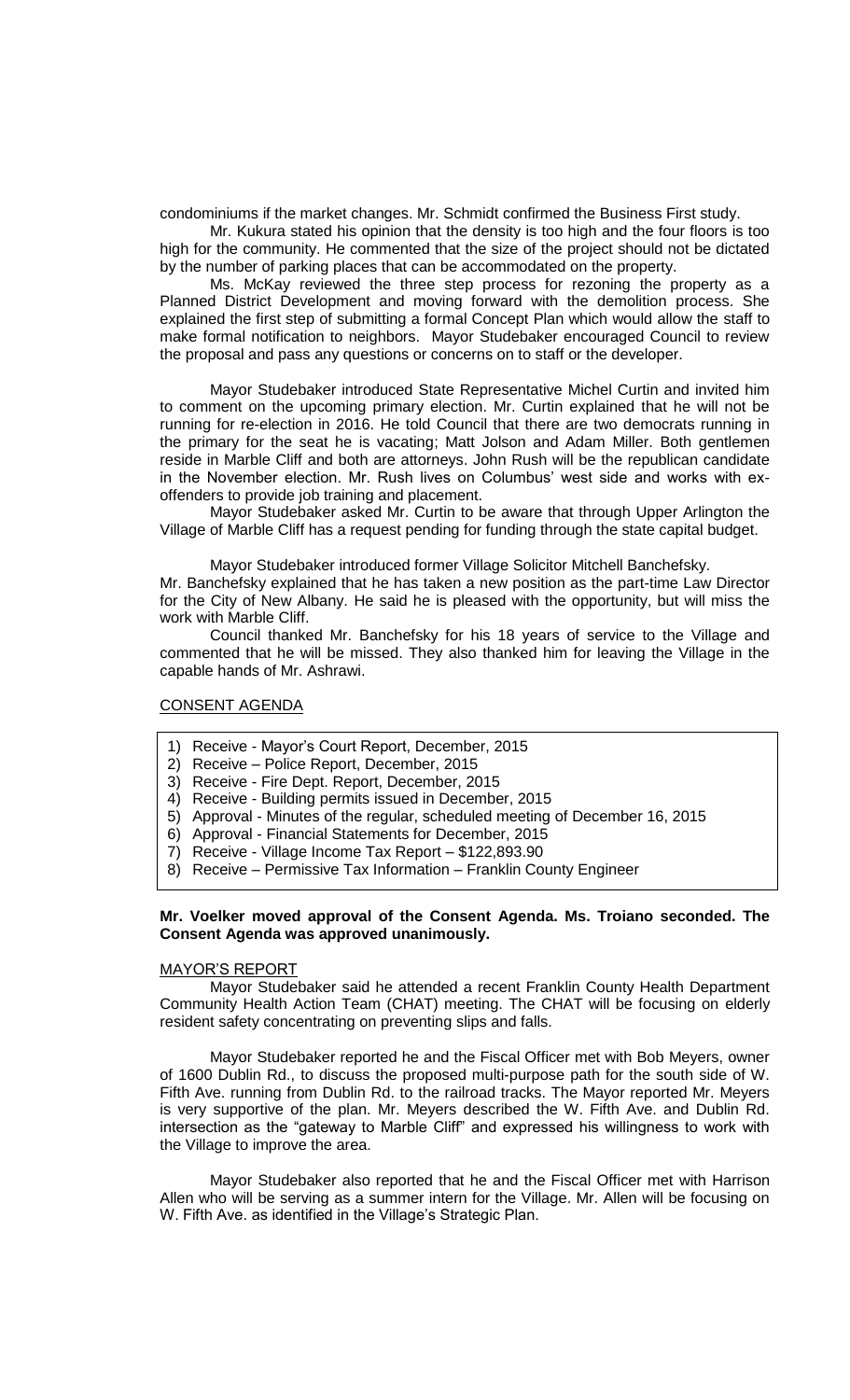condominiums if the market changes. Mr. Schmidt confirmed the Business First study.

Mr. Kukura stated his opinion that the density is too high and the four floors is too high for the community. He commented that the size of the project should not be dictated by the number of parking places that can be accommodated on the property.

Ms. McKay reviewed the three step process for rezoning the property as a Planned District Development and moving forward with the demolition process. She explained the first step of submitting a formal Concept Plan which would allow the staff to make formal notification to neighbors. Mayor Studebaker encouraged Council to review the proposal and pass any questions or concerns on to staff or the developer.

Mayor Studebaker introduced State Representative Michel Curtin and invited him to comment on the upcoming primary election. Mr. Curtin explained that he will not be running for re-election in 2016. He told Council that there are two democrats running in the primary for the seat he is vacating; Matt Jolson and Adam Miller. Both gentlemen reside in Marble Cliff and both are attorneys. John Rush will be the republican candidate in the November election. Mr. Rush lives on Columbus' west side and works with ex-offenders to provide job training and placement.

Mayor Studebaker asked Mr. Curtin to be aware that through Upper Arlington the Village of Marble Cliff has a request pending for funding through the state capital budget.

Mayor Studebaker introduced former Village Solicitor Mitchell Banchefsky. Mr. Banchefsky explained that he has taken a new position as the part-time Law Director for the City of New Albany. He said he is pleased with the opportunity, but will miss the work with Marble Cliff.

Council thanked Mr. Banchefsky for his 18 years of service to the Village and commented that he will be missed. They also thanked him for leaving the Village in the capable hands of Mr. Ashrawi.

## CONSENT AGENDA

1) Receive - Mayor's Court Report, December, 2015
2) Receive – Police Report, December, 2015
3) Receive - Fire Dept. Report, December, 2015
4) Receive - Building permits issued in December, 2015
5) Approval - Minutes of the regular, scheduled meeting of December 16, 2015
6) Approval - Financial Statements for December, 2015
7) Receive - Village Income Tax Report – $122,893.90
8) Receive – Permissive Tax Information – Franklin County Engineer

**Mr. Voelker moved approval of the Consent Agenda. Ms. Troiano seconded. The Consent Agenda was approved unanimously.**

## MAYOR'S REPORT

Mayor Studebaker said he attended a recent Franklin County Health Department Community Health Action Team (CHAT) meeting. The CHAT will be focusing on elderly resident safety concentrating on preventing slips and falls.

Mayor Studebaker reported he and the Fiscal Officer met with Bob Meyers, owner of 1600 Dublin Rd., to discuss the proposed multi-purpose path for the south side of W. Fifth Ave. running from Dublin Rd. to the railroad tracks. The Mayor reported Mr. Meyers is very supportive of the plan. Mr. Meyers described the W. Fifth Ave. and Dublin Rd. intersection as the "gateway to Marble Cliff" and expressed his willingness to work with the Village to improve the area.

Mayor Studebaker also reported that he and the Fiscal Officer met with Harrison Allen who will be serving as a summer intern for the Village. Mr. Allen will be focusing on W. Fifth Ave. as identified in the Village's Strategic Plan.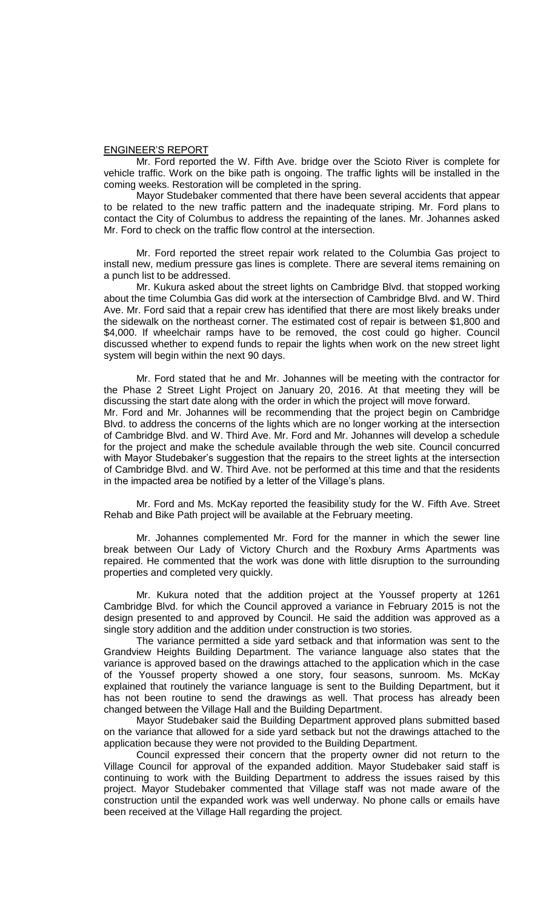ENGINEER'S REPORT

Mr. Ford reported the W. Fifth Ave. bridge over the Scioto River is complete for vehicle traffic. Work on the bike path is ongoing. The traffic lights will be installed in the coming weeks. Restoration will be completed in the spring.

Mayor Studebaker commented that there have been several accidents that appear to be related to the new traffic pattern and the inadequate striping. Mr. Ford plans to contact the City of Columbus to address the repainting of the lanes. Mr. Johannes asked Mr. Ford to check on the traffic flow control at the intersection.

Mr. Ford reported the street repair work related to the Columbia Gas project to install new, medium pressure gas lines is complete. There are several items remaining on a punch list to be addressed.

Mr. Kukura asked about the street lights on Cambridge Blvd. that stopped working about the time Columbia Gas did work at the intersection of Cambridge Blvd. and W. Third Ave. Mr. Ford said that a repair crew has identified that there are most likely breaks under the sidewalk on the northeast corner. The estimated cost of repair is between $1,800 and $4,000. If wheelchair ramps have to be removed, the cost could go higher. Council discussed whether to expend funds to repair the lights when work on the new street light system will begin within the next 90 days.

Mr. Ford stated that he and Mr. Johannes will be meeting with the contractor for the Phase 2 Street Light Project on January 20, 2016. At that meeting they will be discussing the start date along with the order in which the project will move forward. Mr. Ford and Mr. Johannes will be recommending that the project begin on Cambridge Blvd. to address the concerns of the lights which are no longer working at the intersection of Cambridge Blvd. and W. Third Ave. Mr. Ford and Mr. Johannes will develop a schedule for the project and make the schedule available through the web site. Council concurred with Mayor Studebaker's suggestion that the repairs to the street lights at the intersection of Cambridge Blvd. and W. Third Ave. not be performed at this time and that the residents in the impacted area be notified by a letter of the Village's plans.

Mr. Ford and Ms. McKay reported the feasibility study for the W. Fifth Ave. Street Rehab and Bike Path project will be available at the February meeting.

Mr. Johannes complemented Mr. Ford for the manner in which the sewer line break between Our Lady of Victory Church and the Roxbury Arms Apartments was repaired. He commented that the work was done with little disruption to the surrounding properties and completed very quickly.

Mr. Kukura noted that the addition project at the Youssef property at 1261 Cambridge Blvd. for which the Council approved a variance in February 2015 is not the design presented to and approved by Council. He said the addition was approved as a single story addition and the addition under construction is two stories.

The variance permitted a side yard setback and that information was sent to the Grandview Heights Building Department. The variance language also states that the variance is approved based on the drawings attached to the application which in the case of the Youssef property showed a one story, four seasons, sunroom. Ms. McKay explained that routinely the variance language is sent to the Building Department, but it has not been routine to send the drawings as well. That process has already been changed between the Village Hall and the Building Department.

Mayor Studebaker said the Building Department approved plans submitted based on the variance that allowed for a side yard setback but not the drawings attached to the application because they were not provided to the Building Department.

Council expressed their concern that the property owner did not return to the Village Council for approval of the expanded addition. Mayor Studebaker said staff is continuing to work with the Building Department to address the issues raised by this project. Mayor Studebaker commented that Village staff was not made aware of the construction until the expanded work was well underway. No phone calls or emails have been received at the Village Hall regarding the project.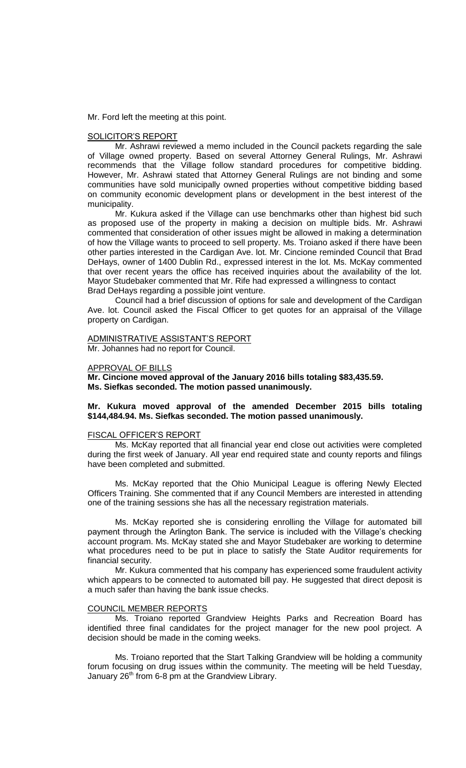Mr. Ford left the meeting at this point.

SOLICITOR'S REPORT

Mr. Ashrawi reviewed a memo included in the Council packets regarding the sale of Village owned property. Based on several Attorney General Rulings, Mr. Ashrawi recommends that the Village follow standard procedures for competitive bidding. However, Mr. Ashrawi stated that Attorney General Rulings are not binding and some communities have sold municipally owned properties without competitive bidding based on community economic development plans or development in the best interest of the municipality.

Mr. Kukura asked if the Village can use benchmarks other than highest bid such as proposed use of the property in making a decision on multiple bids. Mr. Ashrawi commented that consideration of other issues might be allowed in making a determination of how the Village wants to proceed to sell property. Ms. Troiano asked if there have been other parties interested in the Cardigan Ave. lot. Mr. Cincione reminded Council that Brad DeHays, owner of 1400 Dublin Rd., expressed interest in the lot. Ms. McKay commented that over recent years the office has received inquiries about the availability of the lot. Mayor Studebaker commented that Mr. Rife had expressed a willingness to contact Brad DeHays regarding a possible joint venture.

Council had a brief discussion of options for sale and development of the Cardigan Ave. lot. Council asked the Fiscal Officer to get quotes for an appraisal of the Village property on Cardigan.

ADMINISTRATIVE ASSISTANT'S REPORT

Mr. Johannes had no report for Council.

APPROVAL OF BILLS

**Mr. Cincione moved approval of the January 2016 bills totaling $83,435.59. Ms. Siefkas seconded. The motion passed unanimously.**

**Mr. Kukura moved approval of the amended December 2015 bills totaling $144,484.94. Ms. Siefkas seconded. The motion passed unanimously.**

FISCAL OFFICER'S REPORT

Ms. McKay reported that all financial year end close out activities were completed during the first week of January. All year end required state and county reports and filings have been completed and submitted.

Ms. McKay reported that the Ohio Municipal League is offering Newly Elected Officers Training. She commented that if any Council Members are interested in attending one of the training sessions she has all the necessary registration materials.

Ms. McKay reported she is considering enrolling the Village for automated bill payment through the Arlington Bank. The service is included with the Village's checking account program. Ms. McKay stated she and Mayor Studebaker are working to determine what procedures need to be put in place to satisfy the State Auditor requirements for financial security.

Mr. Kukura commented that his company has experienced some fraudulent activity which appears to be connected to automated bill pay. He suggested that direct deposit is a much safer than having the bank issue checks.

COUNCIL MEMBER REPORTS

Ms. Troiano reported Grandview Heights Parks and Recreation Board has identified three final candidates for the project manager for the new pool project. A decision should be made in the coming weeks.

Ms. Troiano reported that the Start Talking Grandview will be holding a community forum focusing on drug issues within the community. The meeting will be held Tuesday, January 26th from 6-8 pm at the Grandview Library.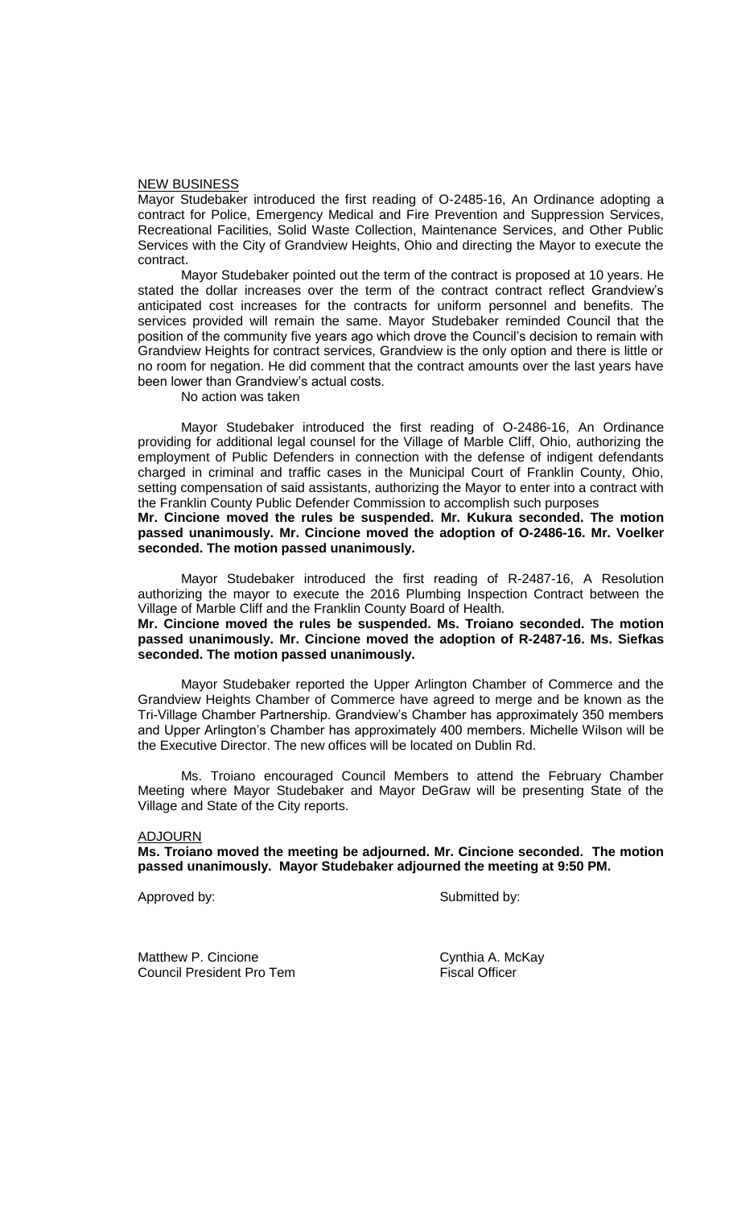NEW BUSINESS

Mayor Studebaker introduced the first reading of O-2485-16, An Ordinance adopting a contract for Police, Emergency Medical and Fire Prevention and Suppression Services, Recreational Facilities, Solid Waste Collection, Maintenance Services, and Other Public Services with the City of Grandview Heights, Ohio and directing the Mayor to execute the contract.

Mayor Studebaker pointed out the term of the contract is proposed at 10 years. He stated the dollar increases over the term of the contract contract reflect Grandview's anticipated cost increases for the contracts for uniform personnel and benefits. The services provided will remain the same. Mayor Studebaker reminded Council that the position of the community five years ago which drove the Council's decision to remain with Grandview Heights for contract services, Grandview is the only option and there is little or no room for negation. He did comment that the contract amounts over the last years have been lower than Grandview's actual costs.

No action was taken

Mayor Studebaker introduced the first reading of O-2486-16, An Ordinance providing for additional legal counsel for the Village of Marble Cliff, Ohio, authorizing the employment of Public Defenders in connection with the defense of indigent defendants charged in criminal and traffic cases in the Municipal Court of Franklin County, Ohio, setting compensation of said assistants, authorizing the Mayor to enter into a contract with the Franklin County Public Defender Commission to accomplish such purposes

**Mr. Cincione moved the rules be suspended. Mr. Kukura seconded. The motion passed unanimously. Mr. Cincione moved the adoption of O-2486-16. Mr. Voelker seconded. The motion passed unanimously.**

Mayor Studebaker introduced the first reading of R-2487-16, A Resolution authorizing the mayor to execute the 2016 Plumbing Inspection Contract between the Village of Marble Cliff and the Franklin County Board of Health.

**Mr. Cincione moved the rules be suspended. Ms. Troiano seconded. The motion passed unanimously. Mr. Cincione moved the adoption of R-2487-16. Ms. Siefkas seconded. The motion passed unanimously.**

Mayor Studebaker reported the Upper Arlington Chamber of Commerce and the Grandview Heights Chamber of Commerce have agreed to merge and be known as the Tri-Village Chamber Partnership. Grandview's Chamber has approximately 350 members and Upper Arlington's Chamber has approximately 400 members. Michelle Wilson will be the Executive Director. The new offices will be located on Dublin Rd.

Ms. Troiano encouraged Council Members to attend the February Chamber Meeting where Mayor Studebaker and Mayor DeGraw will be presenting State of the Village and State of the City reports.

ADJOURN

**Ms. Troiano moved the meeting be adjourned. Mr. Cincione seconded. The motion passed unanimously. Mayor Studebaker adjourned the meeting at 9:50 PM.**

Approved by: Submitted by:

Matthew P. Cincione
Council President Pro Tem

Cynthia A. McKay
Fiscal Officer